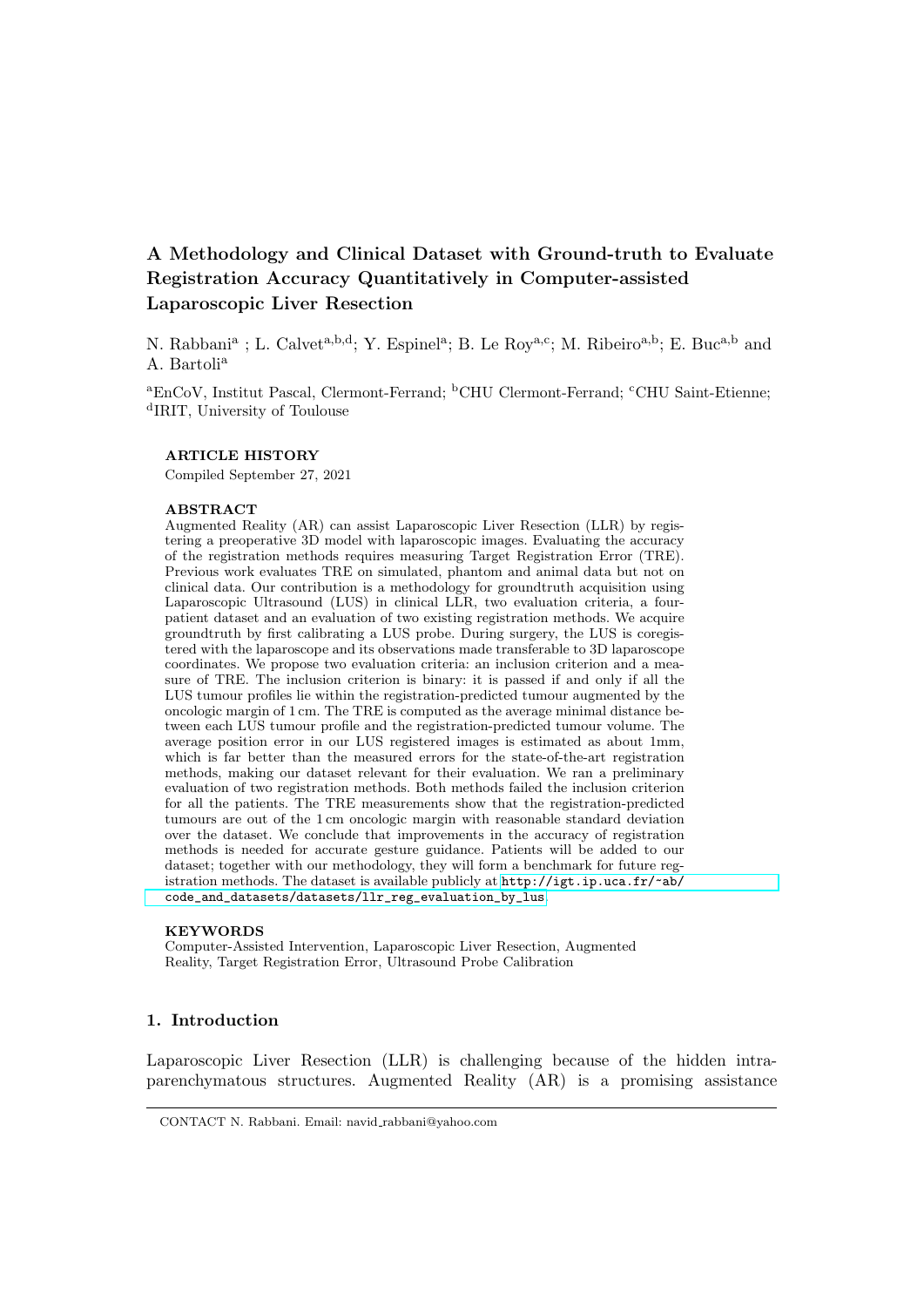# A Methodology and Clinical Dataset with Ground-truth to Evaluate Registration Accuracy Quantitatively in Computer-assisted Laparoscopic Liver Resection

N. Rabbani[a] ; L. Calvet[a,b,d]; Y. Espinel[a]; B. Le Roy[a,c]; M. Ribeiro[a,b]; E. Buc[a,b] and A. Bartoli[a]

[a]EnCoV, Institut Pascal, Clermont-Ferrand; [b]CHU Clermont-Ferrand; [c]CHU Saint-Etienne; [d]IRIT, University of Toulouse

**ARTICLE HISTORY**

Compiled September 27, 2021

**ABSTRACT**

Augmented Reality (AR) can assist Laparoscopic Liver Resection (LLR) by registering a preoperative 3D model with laparoscopic images. Evaluating the accuracy of the registration methods requires measuring Target Registration Error (TRE). Previous work evaluates TRE on simulated, phantom and animal data but not on clinical data. Our contribution is a methodology for groundtruth acquisition using Laparoscopic Ultrasound (LUS) in clinical LLR, two evaluation criteria, a four-patient dataset and an evaluation of two existing registration methods. We acquire groundtruth by first calibrating a LUS probe. During surgery, the LUS is coregistered with the laparoscope and its observations made transferable to 3D laparoscope coordinates. We propose two evaluation criteria: an inclusion criterion and a measure of TRE. The inclusion criterion is binary: it is passed if and only if all the LUS tumour profiles lie within the registration-predicted tumour augmented by the oncologic margin of 1 cm. The TRE is computed as the average minimal distance between each LUS tumour profile and the registration-predicted tumour volume. The average position error in our LUS registered images is estimated as about 1mm, which is far better than the measured errors for the state-of-the-art registration methods, making our dataset relevant for their evaluation. We ran a preliminary evaluation of two registration methods. Both methods failed the inclusion criterion for all the patients. The TRE measurements show that the registration-predicted tumours are out of the 1 cm oncologic margin with reasonable standard deviation over the dataset. We conclude that improvements in the accuracy of registration methods is needed for accurate gesture guidance. Patients will be added to our dataset; together with our methodology, they will form a benchmark for future registration methods. The dataset is available publicly at `http://igt.ip.uca.fr/~ab/code_and_datasets/datasets/llr_reg_evaluation_by_lus`

**KEYWORDS**

Computer-Assisted Intervention, Laparoscopic Liver Resection, Augmented Reality, Target Registration Error, Ultrasound Probe Calibration

## 1. Introduction

Laparoscopic Liver Resection (LLR) is challenging because of the hidden intraparenchymatous structures. Augmented Reality (AR) is a promising assistance

CONTACT N. Rabbani. Email: navid_rabbani@yahoo.com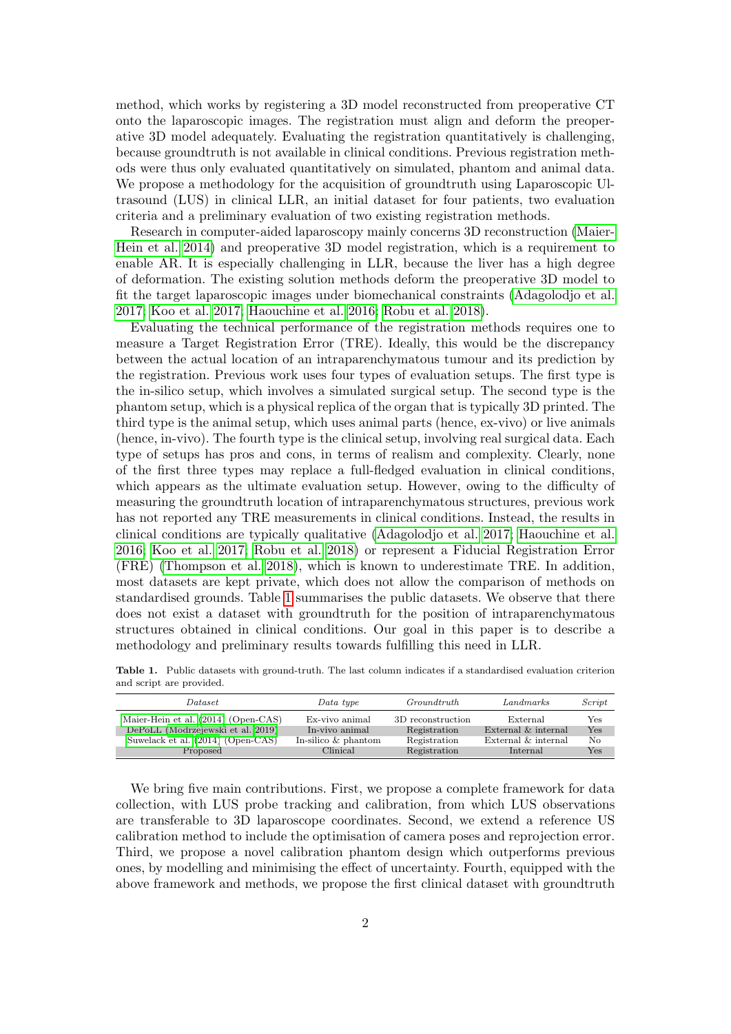method, which works by registering a 3D model reconstructed from preoperative CT onto the laparoscopic images. The registration must align and deform the preoperative 3D model adequately. Evaluating the registration quantitatively is challenging, because groundtruth is not available in clinical conditions. Previous registration methods were thus only evaluated quantitatively on simulated, phantom and animal data. We propose a methodology for the acquisition of groundtruth using Laparoscopic Ultrasound (LUS) in clinical LLR, an initial dataset for four patients, two evaluation criteria and a preliminary evaluation of two existing registration methods.

Research in computer-aided laparoscopy mainly concerns 3D reconstruction (Maier-Hein et al. 2014) and preoperative 3D model registration, which is a requirement to enable AR. It is especially challenging in LLR, because the liver has a high degree of deformation. The existing solution methods deform the preoperative 3D model to fit the target laparoscopic images under biomechanical constraints (Adagolodjo et al. 2017; Koo et al. 2017; Haouchine et al. 2016; Robu et al. 2018).

Evaluating the technical performance of the registration methods requires one to measure a Target Registration Error (TRE). Ideally, this would be the discrepancy between the actual location of an intraparenchymatous tumour and its prediction by the registration. Previous work uses four types of evaluation setups. The first type is the in-silico setup, which involves a simulated surgical setup. The second type is the phantom setup, which is a physical replica of the organ that is typically 3D printed. The third type is the animal setup, which uses animal parts (hence, ex-vivo) or live animals (hence, in-vivo). The fourth type is the clinical setup, involving real surgical data. Each type of setups has pros and cons, in terms of realism and complexity. Clearly, none of the first three types may replace a full-fledged evaluation in clinical conditions, which appears as the ultimate evaluation setup. However, owing to the difficulty of measuring the groundtruth location of intraparenchymatous structures, previous work has not reported any TRE measurements in clinical conditions. Instead, the results in clinical conditions are typically qualitative (Adagolodjo et al. 2017; Haouchine et al. 2016; Koo et al. 2017; Robu et al. 2018) or represent a Fiducial Registration Error (FRE) (Thompson et al. 2018), which is known to underestimate TRE. In addition, most datasets are kept private, which does not allow the comparison of methods on standardised grounds. Table 1 summarises the public datasets. We observe that there does not exist a dataset with groundtruth for the position of intraparenchymatous structures obtained in clinical conditions. Our goal in this paper is to describe a methodology and preliminary results towards fulfilling this need in LLR.

**Table 1.** Public datasets with ground-truth. The last column indicates if a standardised evaluation criterion and script are provided.

| *Dataset* | *Data type* | *Groundtruth* | *Landmarks* | *Script* |
|---|---|---|---|---|
| Maier-Hein et al. (2014) (Open-CAS) | Ex-vivo animal | 3D reconstruction | External | Yes |
| DePoLL (Modrzejewski et al. 2019) | In-vivo animal | Registration | External & internal | Yes |
| Suwelack et al. (2014) (Open-CAS) | In-silico & phantom | Registration | External & internal | No |
| Proposed | Clinical | Registration | Internal | Yes |

We bring five main contributions. First, we propose a complete framework for data collection, with LUS probe tracking and calibration, from which LUS observations are transferable to 3D laparoscope coordinates. Second, we extend a reference US calibration method to include the optimisation of camera poses and reprojection error. Third, we propose a novel calibration phantom design which outperforms previous ones, by modelling and minimising the effect of uncertainty. Fourth, equipped with the above framework and methods, we propose the first clinical dataset with groundtruth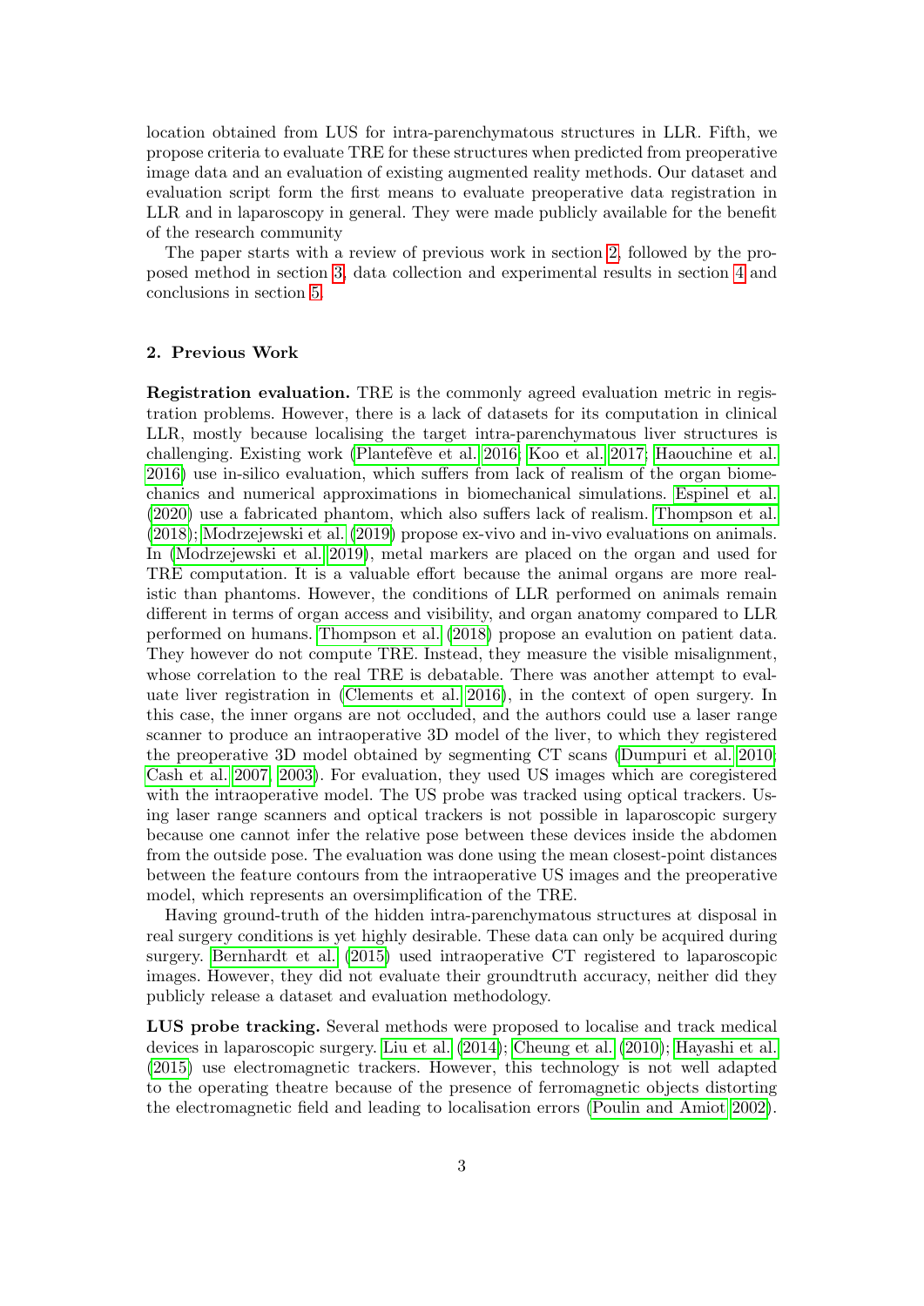location obtained from LUS for intra-parenchymatous structures in LLR. Fifth, we propose criteria to evaluate TRE for these structures when predicted from preoperative image data and an evaluation of existing augmented reality methods. Our dataset and evaluation script form the first means to evaluate preoperative data registration in LLR and in laparoscopy in general. They were made publicly available for the benefit of the research community

The paper starts with a review of previous work in section 2, followed by the proposed method in section 3, data collection and experimental results in section 4 and conclusions in section 5.

## 2. Previous Work

**Registration evaluation.** TRE is the commonly agreed evaluation metric in registration problems. However, there is a lack of datasets for its computation in clinical LLR, mostly because localising the target intra-parenchymatous liver structures is challenging. Existing work (Plantefève et al. 2016; Koo et al. 2017; Haouchine et al. 2016) use in-silico evaluation, which suffers from lack of realism of the organ biomechanics and numerical approximations in biomechanical simulations. Espinel et al. (2020) use a fabricated phantom, which also suffers lack of realism. Thompson et al. (2018); Modrzejewski et al. (2019) propose ex-vivo and in-vivo evaluations on animals. In (Modrzejewski et al. 2019), metal markers are placed on the organ and used for TRE computation. It is a valuable effort because the animal organs are more realistic than phantoms. However, the conditions of LLR performed on animals remain different in terms of organ access and visibility, and organ anatomy compared to LLR performed on humans. Thompson et al. (2018) propose an evalution on patient data. They however do not compute TRE. Instead, they measure the visible misalignment, whose correlation to the real TRE is debatable. There was another attempt to evaluate liver registration in (Clements et al. 2016), in the context of open surgery. In this case, the inner organs are not occluded, and the authors could use a laser range scanner to produce an intraoperative 3D model of the liver, to which they registered the preoperative 3D model obtained by segmenting CT scans (Dumpuri et al. 2010; Cash et al. 2007, 2003). For evaluation, they used US images which are coregistered with the intraoperative model. The US probe was tracked using optical trackers. Using laser range scanners and optical trackers is not possible in laparoscopic surgery because one cannot infer the relative pose between these devices inside the abdomen from the outside pose. The evaluation was done using the mean closest-point distances between the feature contours from the intraoperative US images and the preoperative model, which represents an oversimplification of the TRE.

Having ground-truth of the hidden intra-parenchymatous structures at disposal in real surgery conditions is yet highly desirable. These data can only be acquired during surgery. Bernhardt et al. (2015) used intraoperative CT registered to laparoscopic images. However, they did not evaluate their groundtruth accuracy, neither did they publicly release a dataset and evaluation methodology.

**LUS probe tracking.** Several methods were proposed to localise and track medical devices in laparoscopic surgery. Liu et al. (2014); Cheung et al. (2010); Hayashi et al. (2015) use electromagnetic trackers. However, this technology is not well adapted to the operating theatre because of the presence of ferromagnetic objects distorting the electromagnetic field and leading to localisation errors (Poulin and Amiot 2002).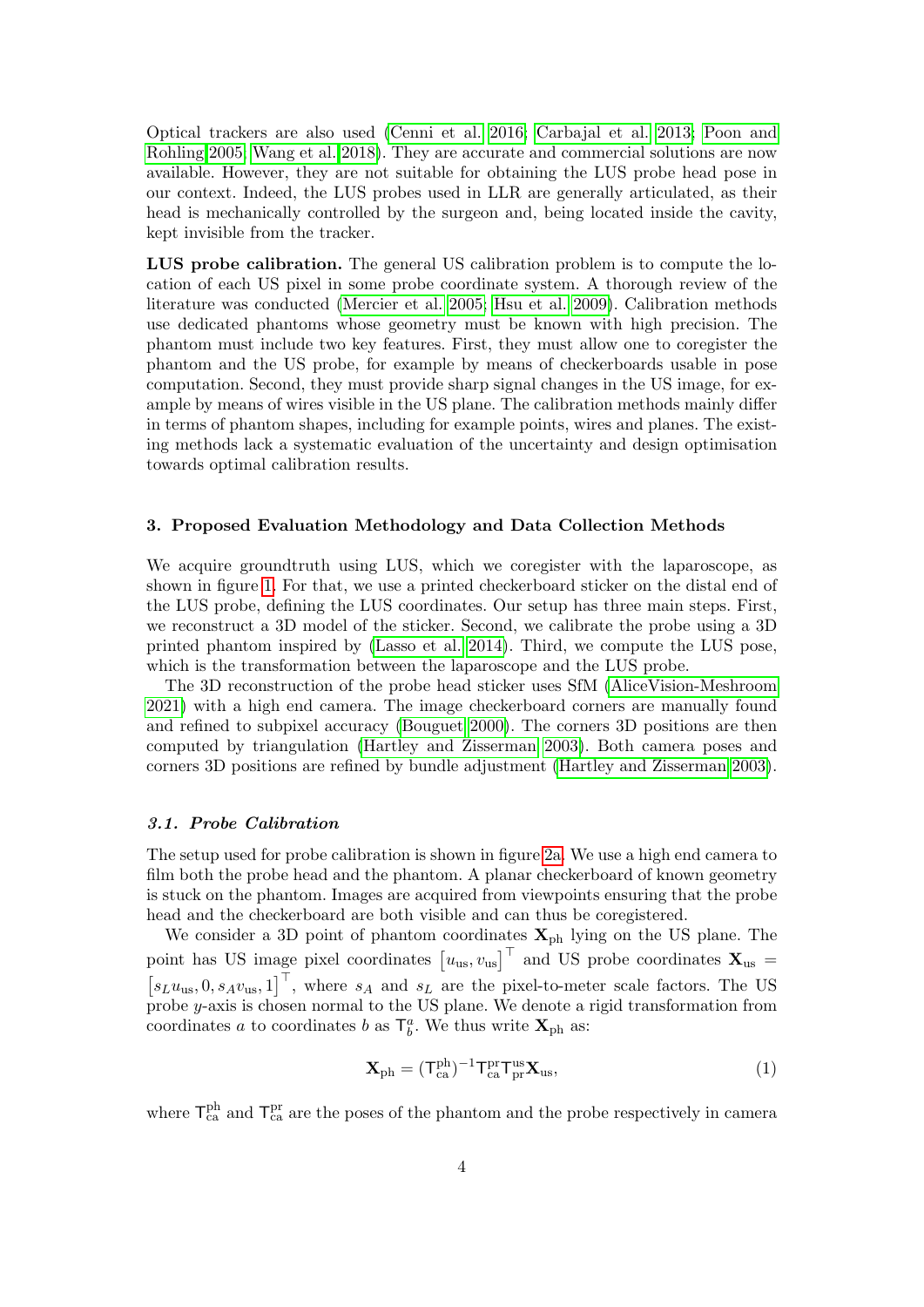Optical trackers are also used (Cenni et al. 2016; Carbajal et al. 2013; Poon and Rohling 2005; Wang et al. 2018). They are accurate and commercial solutions are now available. However, they are not suitable for obtaining the LUS probe head pose in our context. Indeed, the LUS probes used in LLR are generally articulated, as their head is mechanically controlled by the surgeon and, being located inside the cavity, kept invisible from the tracker.

**LUS probe calibration.** The general US calibration problem is to compute the location of each US pixel in some probe coordinate system. A thorough review of the literature was conducted (Mercier et al. 2005; Hsu et al. 2009). Calibration methods use dedicated phantoms whose geometry must be known with high precision. The phantom must include two key features. First, they must allow one to coregister the phantom and the US probe, for example by means of checkerboards usable in pose computation. Second, they must provide sharp signal changes in the US image, for example by means of wires visible in the US plane. The calibration methods mainly differ in terms of phantom shapes, including for example points, wires and planes. The existing methods lack a systematic evaluation of the uncertainty and design optimisation towards optimal calibration results.

## 3. Proposed Evaluation Methodology and Data Collection Methods

We acquire groundtruth using LUS, which we coregister with the laparoscope, as shown in figure 1. For that, we use a printed checkerboard sticker on the distal end of the LUS probe, defining the LUS coordinates. Our setup has three main steps. First, we reconstruct a 3D model of the sticker. Second, we calibrate the probe using a 3D printed phantom inspired by (Lasso et al. 2014). Third, we compute the LUS pose, which is the transformation between the laparoscope and the LUS probe.

The 3D reconstruction of the probe head sticker uses SfM (AliceVision-Meshroom 2021) with a high end camera. The image checkerboard corners are manually found and refined to subpixel accuracy (Bouguet 2000). The corners 3D positions are then computed by triangulation (Hartley and Zisserman 2003). Both camera poses and corners 3D positions are refined by bundle adjustment (Hartley and Zisserman 2003).

### *3.1. Probe Calibration*

The setup used for probe calibration is shown in figure 2a. We use a high end camera to film both the probe head and the phantom. A planar checkerboard of known geometry is stuck on the phantom. Images are acquired from viewpoints ensuring that the probe head and the checkerboard are both visible and can thus be coregistered.

We consider a 3D point of phantom coordinates $\mathbf{X}_{\text{ph}}$ lying on the US plane. The point has US image pixel coordinates $\left[u_{\text{us}}, v_{\text{us}}\right]^\top$ and US probe coordinates $\mathbf{X}_{\text{us}} = \left[s_L u_{\text{us}}, 0, s_A v_{\text{us}}, 1\right]^\top$, where $s_A$ and $s_L$ are the pixel-to-meter scale factors. The US probe $y$-axis is chosen normal to the US plane. We denote a rigid transformation from coordinates $a$ to coordinates $b$ as $\mathsf{T}_b^a$. We thus write $\mathbf{X}_{\text{ph}}$ as:

$$\mathbf{X}_{\text{ph}} = (\mathsf{T}_{\text{ca}}^{\text{ph}})^{-1} \mathsf{T}_{\text{ca}}^{\text{pr}} \mathsf{T}_{\text{pr}}^{\text{us}} \mathbf{X}_{\text{us}}, \tag{1}$$

where $\mathsf{T}_{\text{ca}}^{\text{ph}}$ and $\mathsf{T}_{\text{ca}}^{\text{pr}}$ are the poses of the phantom and the probe respectively in camera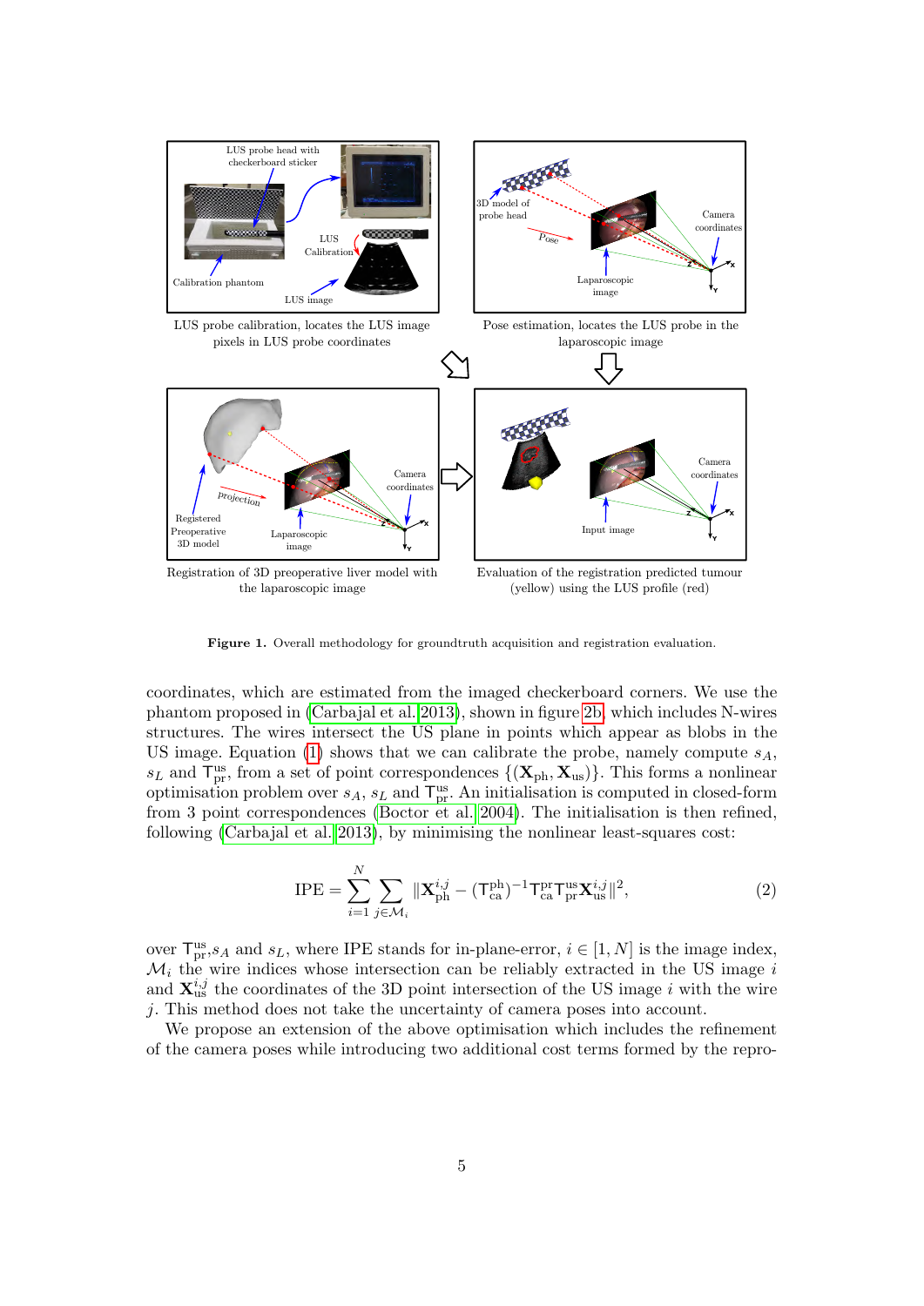**Figure 1.** Overall methodology for groundtruth acquisition and registration evaluation.

coordinates, which are estimated from the imaged checkerboard corners. We use the phantom proposed in (Carbajal et al. 2013), shown in figure 2b, which includes N-wires structures. The wires intersect the US plane in points which appear as blobs in the US image. Equation (1) shows that we can calibrate the probe, namely compute $s_A$, $s_L$ and $\mathsf{T}^{\mathrm{us}}_{\mathrm{pr}}$, from a set of point correspondences $\{(\mathbf{X}_{\mathrm{ph}}, \mathbf{X}_{\mathrm{us}})\}$. This forms a nonlinear optimisation problem over $s_A$, $s_L$ and $\mathsf{T}^{\mathrm{us}}_{\mathrm{pr}}$. An initialisation is computed in closed-form from 3 point correspondences (Boctor et al. 2004). The initialisation is then refined, following (Carbajal et al. 2013), by minimising the nonlinear least-squares cost:

$$\mathrm{IPE} = \sum_{i=1}^{N} \sum_{j \in \mathcal{M}_i} \| \mathbf{X}^{i,j}_{\mathrm{ph}} - (\mathsf{T}^{\mathrm{ph}}_{\mathrm{ca}})^{-1} \mathsf{T}^{\mathrm{pr}}_{\mathrm{ca}} \mathsf{T}^{\mathrm{us}}_{\mathrm{pr}} \mathbf{X}^{i,j}_{\mathrm{us}} \|^2, \tag{2}$$

over $\mathsf{T}^{\mathrm{us}}_{\mathrm{pr}}$,$s_A$ and $s_L$, where IPE stands for in-plane-error, $i \in [1, N]$ is the image index, $\mathcal{M}_i$ the wire indices whose intersection can be reliably extracted in the US image $i$ and $\mathbf{X}^{i,j}_{\mathrm{us}}$ the coordinates of the 3D point intersection of the US image $i$ with the wire $j$. This method does not take the uncertainty of camera poses into account.

We propose an extension of the above optimisation which includes the refinement of the camera poses while introducing two additional cost terms formed by the repro-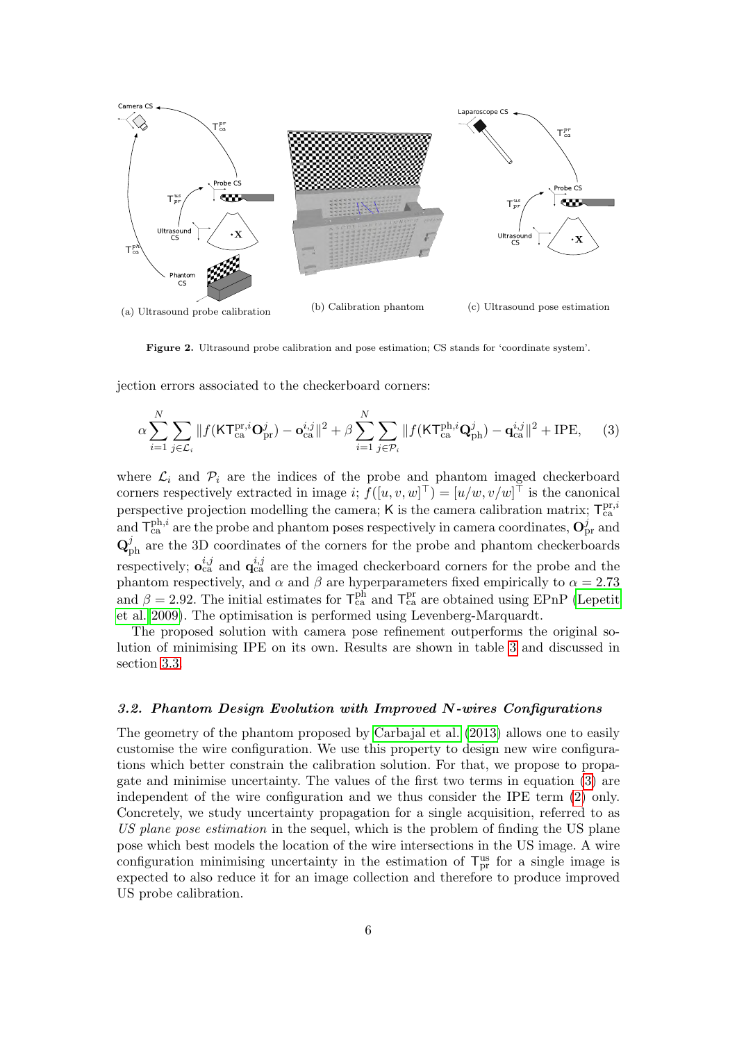(a) Ultrasound probe calibration

(b) Calibration phantom

(c) Ultrasound pose estimation

**Figure 2.** Ultrasound probe calibration and pose estimation; CS stands for 'coordinate system'.

jection errors associated to the checkerboard corners:

$$\alpha \sum_{i=1}^{N} \sum_{j \in \mathcal{L}_i} \| f(\mathsf{K}\mathsf{T}_{\mathrm{ca}}^{\mathrm{pr},i} \mathbf{O}_{\mathrm{pr}}^{j}) - \mathbf{o}_{\mathrm{ca}}^{i,j} \|^2 + \beta \sum_{i=1}^{N} \sum_{j \in \mathcal{P}_i} \| f(\mathsf{K}\mathsf{T}_{\mathrm{ca}}^{\mathrm{ph},i} \mathbf{Q}_{\mathrm{ph}}^{j}) - \mathbf{q}_{\mathrm{ca}}^{i,j} \|^2 + \mathrm{IPE}, \tag{3}$$

where $\mathcal{L}_i$ and $\mathcal{P}_i$ are the indices of the probe and phantom imaged checkerboard corners respectively extracted in image $i$; $f([u,v,w]^\top) = [u/w, v/w]^\top$ is the canonical perspective projection modelling the camera; $\mathsf{K}$ is the camera calibration matrix; $\mathsf{T}_{\mathrm{ca}}^{\mathrm{pr},i}$ and $\mathsf{T}_{\mathrm{ca}}^{\mathrm{ph},i}$ are the probe and phantom poses respectively in camera coordinates, $\mathbf{O}_{\mathrm{pr}}^{j}$ and $\mathbf{Q}_{\mathrm{ph}}^{j}$ are the 3D coordinates of the corners for the probe and phantom checkerboards respectively; $\mathbf{o}_{\mathrm{ca}}^{i,j}$ and $\mathbf{q}_{\mathrm{ca}}^{i,j}$ are the imaged checkerboard corners for the probe and the phantom respectively, and $\alpha$ and $\beta$ are hyperparameters fixed empirically to $\alpha = 2.73$ and $\beta = 2.92$. The initial estimates for $\mathsf{T}_{\mathrm{ca}}^{\mathrm{ph}}$ and $\mathsf{T}_{\mathrm{ca}}^{\mathrm{pr}}$ are obtained using EPnP (Lepetit et al. 2009). The optimisation is performed using Levenberg-Marquardt.

The proposed solution with camera pose refinement outperforms the original solution of minimising IPE on its own. Results are shown in table 3 and discussed in section 3.3.

### *3.2. Phantom Design Evolution with Improved N-wires Configurations*

The geometry of the phantom proposed by Carbajal et al. (2013) allows one to easily customise the wire configuration. We use this property to design new wire configurations which better constrain the calibration solution. For that, we propose to propagate and minimise uncertainty. The values of the first two terms in equation (3) are independent of the wire configuration and we thus consider the IPE term (2) only. Concretely, we study uncertainty propagation for a single acquisition, referred to as *US plane pose estimation* in the sequel, which is the problem of finding the US plane pose which best models the location of the wire intersections in the US image. A wire configuration minimising uncertainty in the estimation of $\mathsf{T}_{\mathrm{pr}}^{\mathrm{us}}$ for a single image is expected to also reduce it for an image collection and therefore to produce improved US probe calibration.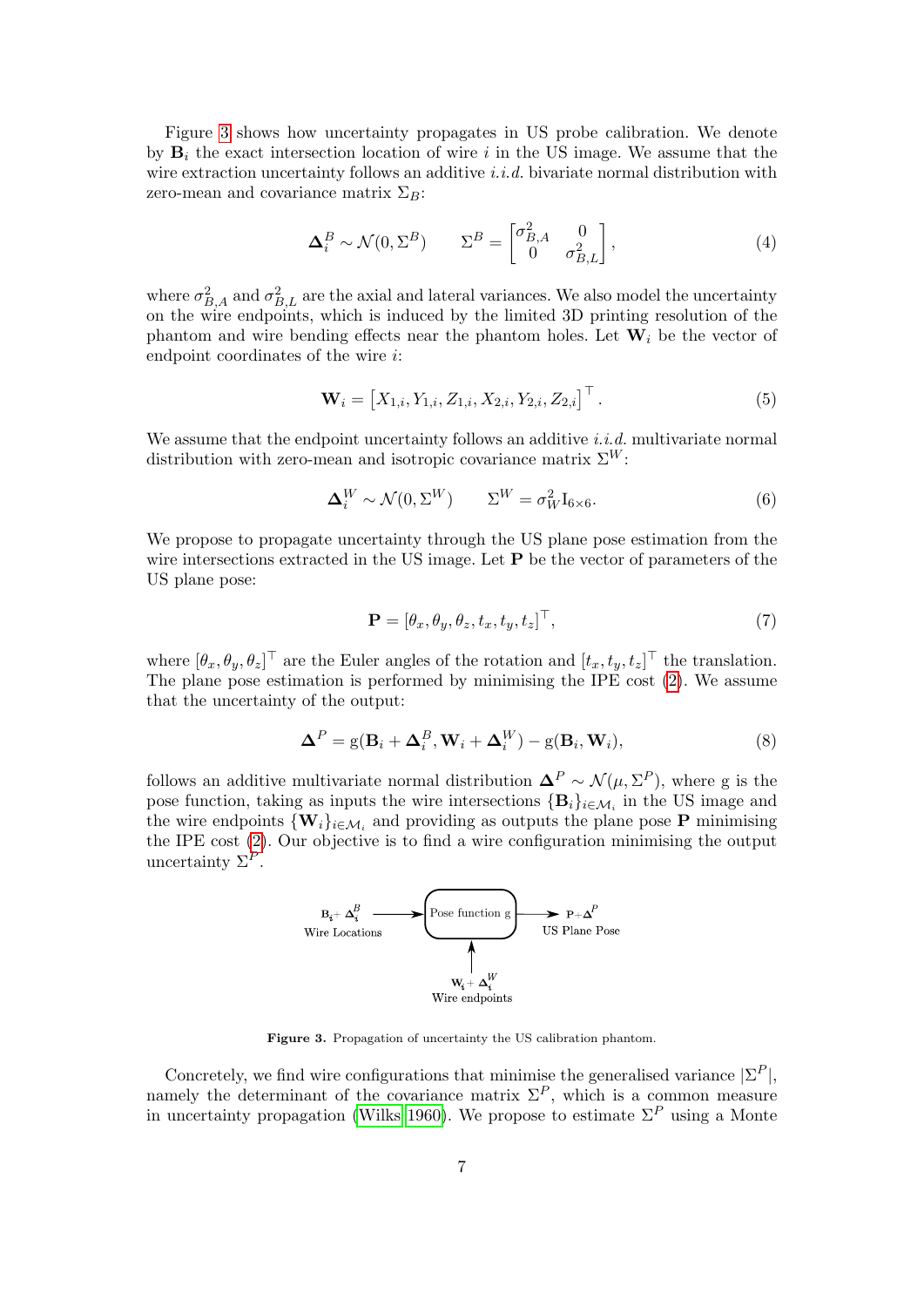Figure 3 shows how uncertainty propagates in US probe calibration. We denote by $\mathbf{B}_i$ the exact intersection location of wire $i$ in the US image. We assume that the wire extraction uncertainty follows an additive *i.i.d.* bivariate normal distribution with zero-mean and covariance matrix $\Sigma_B$:

$$\mathbf{\Delta}_i^B \sim \mathcal{N}(0, \Sigma^B) \qquad \Sigma^B = \begin{bmatrix} \sigma_{B,A}^2 & 0 \\ 0 & \sigma_{B,L}^2 \end{bmatrix}, \tag{4}$$

where $\sigma_{B,A}^2$ and $\sigma_{B,L}^2$ are the axial and lateral variances. We also model the uncertainty on the wire endpoints, which is induced by the limited 3D printing resolution of the phantom and wire bending effects near the phantom holes. Let $\mathbf{W}_i$ be the vector of endpoint coordinates of the wire $i$:

$$\mathbf{W}_i = \left[X_{1,i}, Y_{1,i}, Z_{1,i}, X_{2,i}, Y_{2,i}, Z_{2,i}\right]^\top. \tag{5}$$

We assume that the endpoint uncertainty follows an additive *i.i.d.* multivariate normal distribution with zero-mean and isotropic covariance matrix $\Sigma^W$:

$$\mathbf{\Delta}_i^W \sim \mathcal{N}(0, \Sigma^W) \qquad \Sigma^W = \sigma_W^2 \mathrm{I}_{6\times 6}. \tag{6}$$

We propose to propagate uncertainty through the US plane pose estimation from the wire intersections extracted in the US image. Let $\mathbf{P}$ be the vector of parameters of the US plane pose:

$$\mathbf{P} = [\theta_x, \theta_y, \theta_z, t_x, t_y, t_z]^\top, \tag{7}$$

where $[\theta_x, \theta_y, \theta_z]^\top$ are the Euler angles of the rotation and $[t_x, t_y, t_z]^\top$ the translation. The plane pose estimation is performed by minimising the IPE cost (2). We assume that the uncertainty of the output:

$$\mathbf{\Delta}^P = \mathrm{g}(\mathbf{B}_i + \mathbf{\Delta}_i^B, \mathbf{W}_i + \mathbf{\Delta}_i^W) - \mathrm{g}(\mathbf{B}_i, \mathbf{W}_i), \tag{8}$$

follows an additive multivariate normal distribution $\mathbf{\Delta}^P \sim \mathcal{N}(\mu, \Sigma^P)$, where g is the pose function, taking as inputs the wire intersections $\{\mathbf{B}_i\}_{i\in\mathcal{M}_i}$ in the US image and the wire endpoints $\{\mathbf{W}_i\}_{i\in\mathcal{M}_i}$ and providing as outputs the plane pose $\mathbf{P}$ minimising the IPE cost (2). Our objective is to find a wire configuration minimising the output uncertainty $\Sigma^P$.

$\mathbf{B_i}+\mathbf{\Delta_i^B}$ Wire Locations → Pose function g → $\mathbf{P}+\mathbf{\Delta}^P$ US Plane Pose

$\mathbf{W_i}+\mathbf{\Delta_i^W}$ Wire endpoints → Pose function g

**Figure 3.** Propagation of uncertainty the US calibration phantom.

Concretely, we find wire configurations that minimise the generalised variance $|\Sigma^P|$, namely the determinant of the covariance matrix $\Sigma^P$, which is a common measure in uncertainty propagation (Wilks 1960). We propose to estimate $\Sigma^P$ using a Monte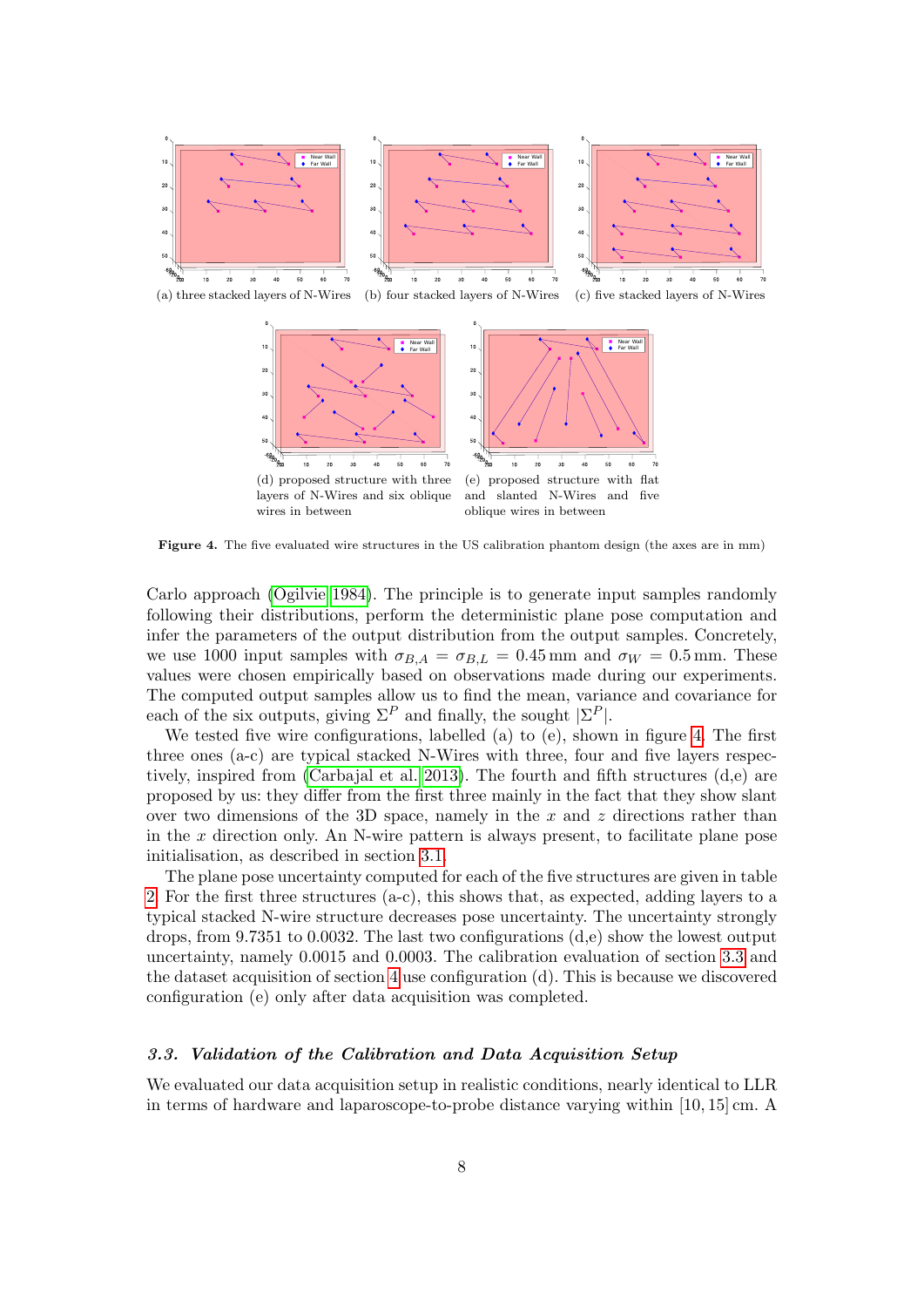(a) three stacked layers of N-Wires (b) four stacked layers of N-Wires (c) five stacked layers of N-Wires

(d) proposed structure with three layers of N-Wires and six oblique wires in between (e) proposed structure with flat and slanted N-Wires and five oblique wires in between

**Figure 4.** The five evaluated wire structures in the US calibration phantom design (the axes are in mm)

Carlo approach (Ogilvie 1984). The principle is to generate input samples randomly following their distributions, perform the deterministic plane pose computation and infer the parameters of the output distribution from the output samples. Concretely, we use 1000 input samples with $\sigma_{B,A} = \sigma_{B,L} = 0.45\,\text{mm}$ and $\sigma_W = 0.5\,\text{mm}$. These values were chosen empirically based on observations made during our experiments. The computed output samples allow us to find the mean, variance and covariance for each of the six outputs, giving $\Sigma^P$ and finally, the sought $|\Sigma^P|$.

We tested five wire configurations, labelled (a) to (e), shown in figure 4. The first three ones (a-c) are typical stacked N-Wires with three, four and five layers respectively, inspired from (Carbajal et al. 2013). The fourth and fifth structures (d,e) are proposed by us: they differ from the first three mainly in the fact that they show slant over two dimensions of the 3D space, namely in the $x$ and $z$ directions rather than in the $x$ direction only. An N-wire pattern is always present, to facilitate plane pose initialisation, as described in section 3.1.

The plane pose uncertainty computed for each of the five structures are given in table 2. For the first three structures (a-c), this shows that, as expected, adding layers to a typical stacked N-wire structure decreases pose uncertainty. The uncertainty strongly drops, from 9.7351 to 0.0032. The last two configurations (d,e) show the lowest output uncertainty, namely 0.0015 and 0.0003. The calibration evaluation of section 3.3 and the dataset acquisition of section 4 use configuration (d). This is because we discovered configuration (e) only after data acquisition was completed.

### *3.3. Validation of the Calibration and Data Acquisition Setup*

We evaluated our data acquisition setup in realistic conditions, nearly identical to LLR in terms of hardware and laparoscope-to-probe distance varying within $[10, 15]$ cm. A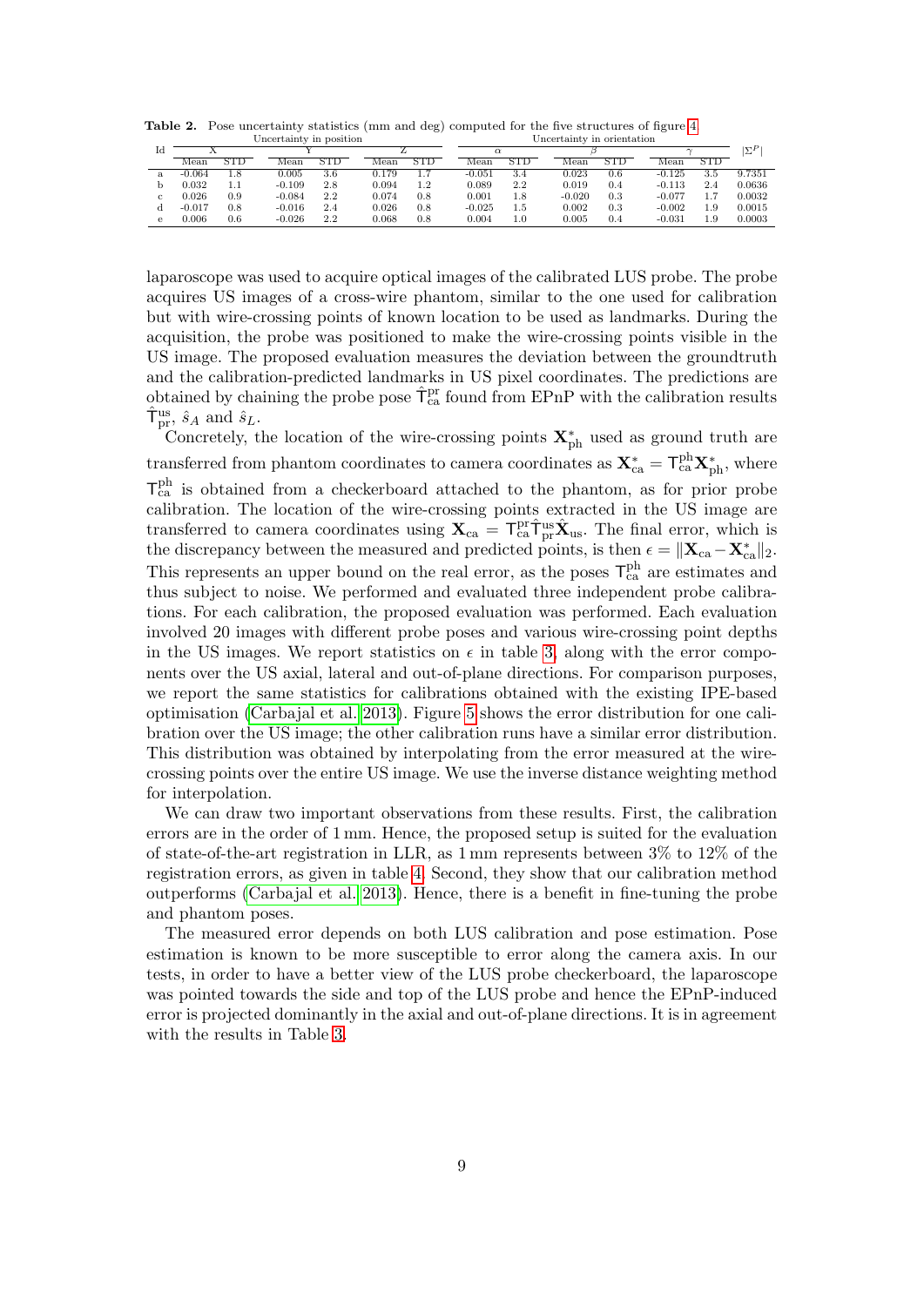**Table 2.** Pose uncertainty statistics (mm and deg) computed for the five structures of figure 4

| Id | Uncertainty in position | | | | | | Uncertainty in orientation | | | | | | $\|\Sigma^P\|$ |
|---|---|---|---|---|---|---|---|---|---|---|---|---|---|
| | X | | Y | | Z | | $\alpha$ | | $\beta$ | | $\gamma$ | | |
| | Mean | STD | Mean | STD | Mean | STD | Mean | STD | Mean | STD | Mean | STD | |
| a | -0.064 | 1.8 | 0.005 | 3.6 | 0.179 | 1.7 | -0.051 | 3.4 | 0.023 | 0.6 | -0.125 | 3.5 | 9.7351 |
| b | 0.032 | 1.1 | -0.109 | 2.8 | 0.094 | 1.2 | 0.089 | 2.2 | 0.019 | 0.4 | -0.113 | 2.4 | 0.0636 |
| c | 0.026 | 0.9 | -0.084 | 2.2 | 0.074 | 0.8 | 0.001 | 1.8 | -0.020 | 0.3 | -0.077 | 1.7 | 0.0032 |
| d | -0.017 | 0.8 | -0.016 | 2.4 | 0.026 | 0.8 | -0.025 | 1.5 | 0.002 | 0.3 | -0.002 | 1.9 | 0.0015 |
| e | 0.006 | 0.6 | -0.026 | 2.2 | 0.068 | 0.8 | 0.004 | 1.0 | 0.005 | 0.4 | -0.031 | 1.9 | 0.0003 |

laparoscope was used to acquire optical images of the calibrated LUS probe. The probe acquires US images of a cross-wire phantom, similar to the one used for calibration but with wire-crossing points of known location to be used as landmarks. During the acquisition, the probe was positioned to make the wire-crossing points visible in the US image. The proposed evaluation measures the deviation between the groundtruth and the calibration-predicted landmarks in US pixel coordinates. The predictions are obtained by chaining the probe pose $\hat{\mathsf{T}}^{\text{pr}}_{\text{ca}}$ found from EPnP with the calibration results $\hat{\mathsf{T}}^{\text{us}}_{\text{pr}}$, $\hat{s}_A$ and $\hat{s}_L$.

Concretely, the location of the wire-crossing points $\mathbf{X}^*_{\text{ph}}$ used as ground truth are transferred from phantom coordinates to camera coordinates as $\mathbf{X}^*_{\text{ca}} = \mathsf{T}^{\text{ph}}_{\text{ca}}\mathbf{X}^*_{\text{ph}}$, where $\mathsf{T}^{\text{ph}}_{\text{ca}}$ is obtained from a checkerboard attached to the phantom, as for prior probe calibration. The location of the wire-crossing points extracted in the US image are transferred to camera coordinates using $\mathbf{X}_{\text{ca}} = \mathsf{T}^{\text{pr}}_{\text{ca}}\hat{\mathsf{T}}^{\text{us}}_{\text{pr}}\hat{\mathbf{X}}_{\text{us}}$. The final error, which is the discrepancy between the measured and predicted points, is then $\epsilon = \|\mathbf{X}_{\text{ca}} - \mathbf{X}^*_{\text{ca}}\|_2$. This represents an upper bound on the real error, as the poses $\mathsf{T}^{\text{ph}}_{\text{ca}}$ are estimates and thus subject to noise. We performed and evaluated three independent probe calibrations. For each calibration, the proposed evaluation was performed. Each evaluation involved 20 images with different probe poses and various wire-crossing point depths in the US images. We report statistics on $\epsilon$ in table 3, along with the error components over the US axial, lateral and out-of-plane directions. For comparison purposes, we report the same statistics for calibrations obtained with the existing IPE-based optimisation (Carbajal et al. 2013). Figure 5 shows the error distribution for one calibration over the US image; the other calibration runs have a similar error distribution. This distribution was obtained by interpolating from the error measured at the wire-crossing points over the entire US image. We use the inverse distance weighting method for interpolation.

We can draw two important observations from these results. First, the calibration errors are in the order of 1 mm. Hence, the proposed setup is suited for the evaluation of state-of-the-art registration in LLR, as 1 mm represents between 3% to 12% of the registration errors, as given in table 4. Second, they show that our calibration method outperforms (Carbajal et al. 2013). Hence, there is a benefit in fine-tuning the probe and phantom poses.

The measured error depends on both LUS calibration and pose estimation. Pose estimation is known to be more susceptible to error along the camera axis. In our tests, in order to have a better view of the LUS probe checkerboard, the laparoscope was pointed towards the side and top of the LUS probe and hence the EPnP-induced error is projected dominantly in the axial and out-of-plane directions. It is in agreement with the results in Table 3.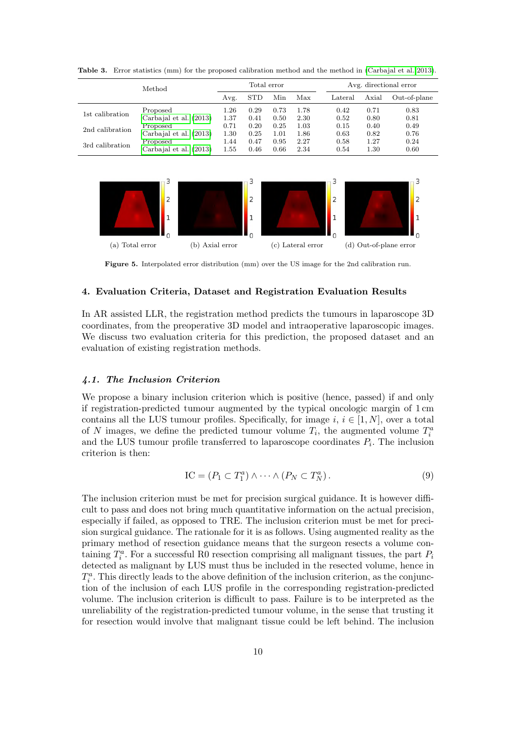**Table 3.** Error statistics (mm) for the proposed calibration method and the method in (Carbajal et al. 2013).

| Method | | Total error | | | | Avg. directional error | | |
|---|---|---|---|---|---|---|---|---|
| | | Avg. | STD | Min | Max | Lateral | Axial | Out-of-plane |
| 1st calibration | Proposed | 1.26 | 0.29 | 0.73 | 1.78 | 0.42 | 0.71 | 0.83 |
| | Carbajal et al. (2013) | 1.37 | 0.41 | 0.50 | 2.30 | 0.52 | 0.80 | 0.81 |
| 2nd calibration | Proposed | 0.71 | 0.20 | 0.25 | 1.03 | 0.15 | 0.40 | 0.49 |
| | Carbajal et al. (2013) | 1.30 | 0.25 | 1.01 | 1.86 | 0.63 | 0.82 | 0.76 |
| 3rd calibration | Proposed | 1.44 | 0.47 | 0.95 | 2.27 | 0.58 | 1.27 | 0.24 |
| | Carbajal et al. (2013) | 1.55 | 0.46 | 0.66 | 2.34 | 0.54 | 1.30 | 0.60 |

(a) Total error (b) Axial error (c) Lateral error (d) Out-of-plane error

**Figure 5.** Interpolated error distribution (mm) over the US image for the 2nd calibration run.

## 4. Evaluation Criteria, Dataset and Registration Evaluation Results

In AR assisted LLR, the registration method predicts the tumours in laparoscope 3D coordinates, from the preoperative 3D model and intraoperative laparoscopic images. We discuss two evaluation criteria for this prediction, the proposed dataset and an evaluation of existing registration methods.

### *4.1. The Inclusion Criterion*

We propose a binary inclusion criterion which is positive (hence, passed) if and only if registration-predicted tumour augmented by the typical oncologic margin of 1 cm contains all the LUS tumour profiles. Specifically, for image $i$, $i \in [1, N]$, over a total of $N$ images, we define the predicted tumour volume $T_i$, the augmented volume $T_i^a$ and the LUS tumour profile transferred to laparoscope coordinates $P_i$. The inclusion criterion is then:

$$\text{IC} = (P_1 \subset T_1^a) \wedge \cdots \wedge (P_N \subset T_N^a). \tag{9}$$

The inclusion criterion must be met for precision surgical guidance. It is however difficult to pass and does not bring much quantitative information on the actual precision, especially if failed, as opposed to TRE. The inclusion criterion must be met for precision surgical guidance. The rationale for it is as follows. Using augmented reality as the primary method of resection guidance means that the surgeon resects a volume containing $T_i^a$. For a successful R0 resection comprising all malignant tissues, the part $P_i$ detected as malignant by LUS must thus be included in the resected volume, hence in $T_i^a$. This directly leads to the above definition of the inclusion criterion, as the conjunction of the inclusion of each LUS profile in the corresponding registration-predicted volume. The inclusion criterion is difficult to pass. Failure is to be interpreted as the unreliability of the registration-predicted tumour volume, in the sense that trusting it for resection would involve that malignant tissue could be left behind. The inclusion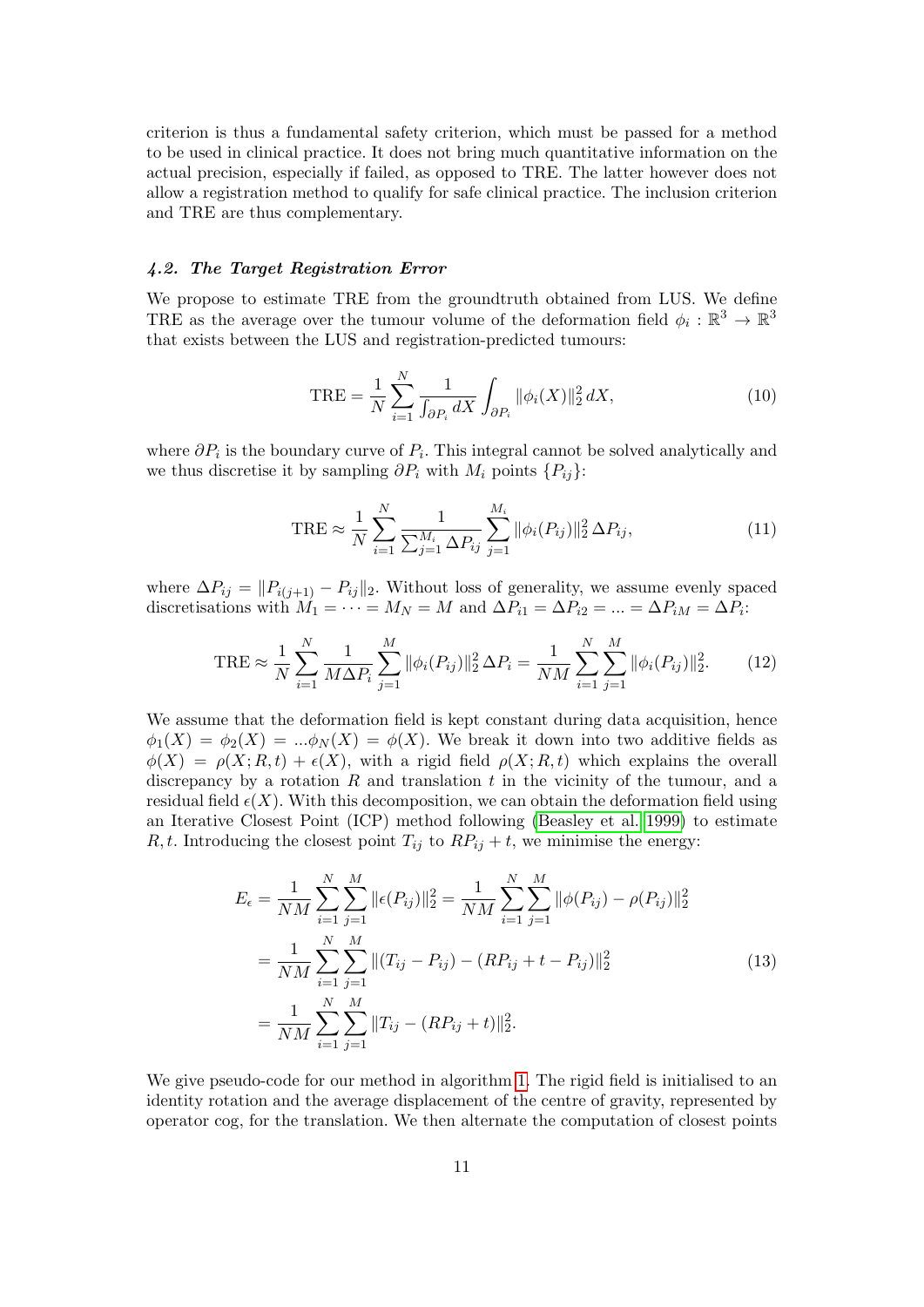criterion is thus a fundamental safety criterion, which must be passed for a method to be used in clinical practice. It does not bring much quantitative information on the actual precision, especially if failed, as opposed to TRE. The latter however does not allow a registration method to qualify for safe clinical practice. The inclusion criterion and TRE are thus complementary.

### *4.2. The Target Registration Error*

We propose to estimate TRE from the groundtruth obtained from LUS. We define TRE as the average over the tumour volume of the deformation field $\phi_i : \mathbb{R}^3 \to \mathbb{R}^3$ that exists between the LUS and registration-predicted tumours:

$$\text{TRE} = \frac{1}{N} \sum_{i=1}^{N} \frac{1}{\int_{\partial P_i} dX} \int_{\partial P_i} \|\phi_i(X)\|_2^2 \, dX, \tag{10}$$

where $\partial P_i$ is the boundary curve of $P_i$. This integral cannot be solved analytically and we thus discretise it by sampling $\partial P_i$ with $M_i$ points $\{P_{ij}\}$:

$$\text{TRE} \approx \frac{1}{N} \sum_{i=1}^{N} \frac{1}{\sum_{j=1}^{M_i} \Delta P_{ij}} \sum_{j=1}^{M_i} \|\phi_i(P_{ij})\|_2^2 \, \Delta P_{ij}, \tag{11}$$

where $\Delta P_{ij} = \|P_{i(j+1)} - P_{ij}\|_2$. Without loss of generality, we assume evenly spaced discretisations with $M_1 = \cdots = M_N = M$ and $\Delta P_{i1} = \Delta P_{i2} = ... = \Delta P_{iM} = \Delta P_i$:

$$\text{TRE} \approx \frac{1}{N} \sum_{i=1}^{N} \frac{1}{M \Delta P_i} \sum_{j=1}^{M} \|\phi_i(P_{ij})\|_2^2 \, \Delta P_i = \frac{1}{NM} \sum_{i=1}^{N} \sum_{j=1}^{M} \|\phi_i(P_{ij})\|_2^2. \tag{12}$$

We assume that the deformation field is kept constant during data acquisition, hence $\phi_1(X) = \phi_2(X) = ...\phi_N(X) = \phi(X)$. We break it down into two additive fields as $\phi(X) = \rho(X; R, t) + \epsilon(X)$, with a rigid field $\rho(X; R, t)$ which explains the overall discrepancy by a rotation $R$ and translation $t$ in the vicinity of the tumour, and a residual field $\epsilon(X)$. With this decomposition, we can obtain the deformation field using an Iterative Closest Point (ICP) method following (Beasley et al. 1999) to estimate $R, t$. Introducing the closest point $T_{ij}$ to $RP_{ij} + t$, we minimise the energy:

$$\begin{aligned} E_\epsilon &= \frac{1}{NM} \sum_{i=1}^{N} \sum_{j=1}^{M} \|\epsilon(P_{ij})\|_2^2 = \frac{1}{NM} \sum_{i=1}^{N} \sum_{j=1}^{M} \|\phi(P_{ij}) - \rho(P_{ij})\|_2^2 \\ &= \frac{1}{NM} \sum_{i=1}^{N} \sum_{j=1}^{M} \|(T_{ij} - P_{ij}) - (RP_{ij} + t - P_{ij})\|_2^2 \\ &= \frac{1}{NM} \sum_{i=1}^{N} \sum_{j=1}^{M} \|T_{ij} - (RP_{ij} + t)\|_2^2. \end{aligned} \tag{13}$$

We give pseudo-code for our method in algorithm 1. The rigid field is initialised to an identity rotation and the average displacement of the centre of gravity, represented by operator cog, for the translation. We then alternate the computation of closest points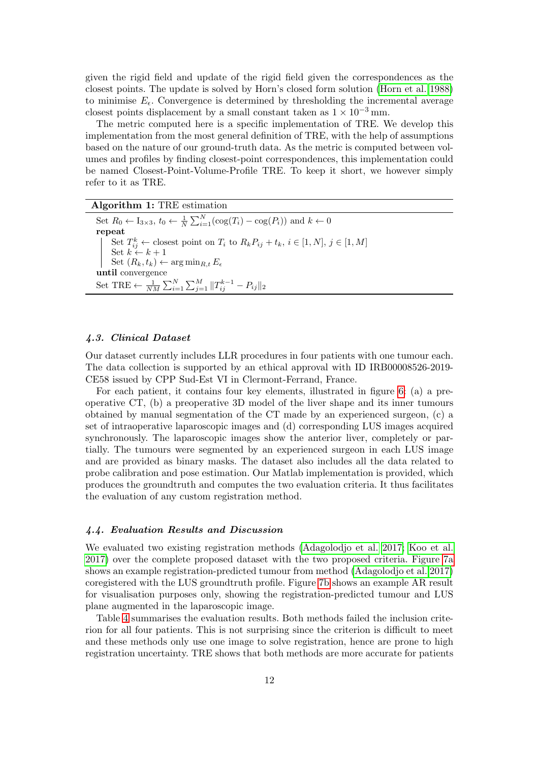given the rigid field and update of the rigid field given the correspondences as the closest points. The update is solved by Horn's closed form solution (Horn et al. 1988) to minimise $E_\epsilon$. Convergence is determined by thresholding the incremental average closest points displacement by a small constant taken as $1 \times 10^{-3}$ mm.

The metric computed here is a specific implementation of TRE. We develop this implementation from the most general definition of TRE, with the help of assumptions based on the nature of our ground-truth data. As the metric is computed between volumes and profiles by finding closest-point correspondences, this implementation could be named Closest-Point-Volume-Profile TRE. To keep it short, we however simply refer to it as TRE.

**Algorithm 1:** TRE estimation

Set $R_0 \leftarrow \mathrm{I}_{3\times3}$, $t_0 \leftarrow \frac{1}{N}\sum_{i=1}^{N}(\mathrm{cog}(T_i) - \mathrm{cog}(P_i))$ and $k \leftarrow 0$
**repeat**
  Set $T_{ij}^k \leftarrow$ closest point on $T_i$ to $R_k P_{ij} + t_k$, $i \in [1, N]$, $j \in [1, M]$
  Set $k \leftarrow k + 1$
  Set $(R_k, t_k) \leftarrow \arg\min_{R,t} E_\epsilon$
**until** convergence
Set TRE $\leftarrow \frac{1}{NM}\sum_{i=1}^{N}\sum_{j=1}^{M}\|T_{ij}^{k-1} - P_{ij}\|_2$

### *4.3. Clinical Dataset*

Our dataset currently includes LLR procedures in four patients with one tumour each. The data collection is supported by an ethical approval with ID IRB00008526-2019-CE58 issued by CPP Sud-Est VI in Clermont-Ferrand, France.

For each patient, it contains four key elements, illustrated in figure 6: (a) a preoperative CT, (b) a preoperative 3D model of the liver shape and its inner tumours obtained by manual segmentation of the CT made by an experienced surgeon, (c) a set of intraoperative laparoscopic images and (d) corresponding LUS images acquired synchronously. The laparoscopic images show the anterior liver, completely or partially. The tumours were segmented by an experienced surgeon in each LUS image and are provided as binary masks. The dataset also includes all the data related to probe calibration and pose estimation. Our Matlab implementation is provided, which produces the groundtruth and computes the two evaluation criteria. It thus facilitates the evaluation of any custom registration method.

### *4.4. Evaluation Results and Discussion*

We evaluated two existing registration methods (Adagolodjo et al. 2017; Koo et al. 2017) over the complete proposed dataset with the two proposed criteria. Figure 7a shows an example registration-predicted tumour from method (Adagolodjo et al. 2017) coregistered with the LUS groundtruth profile. Figure 7b shows an example AR result for visualisation purposes only, showing the registration-predicted tumour and LUS plane augmented in the laparoscopic image.

Table 4 summarises the evaluation results. Both methods failed the inclusion criterion for all four patients. This is not surprising since the criterion is difficult to meet and these methods only use one image to solve registration, hence are prone to high registration uncertainty. TRE shows that both methods are more accurate for patients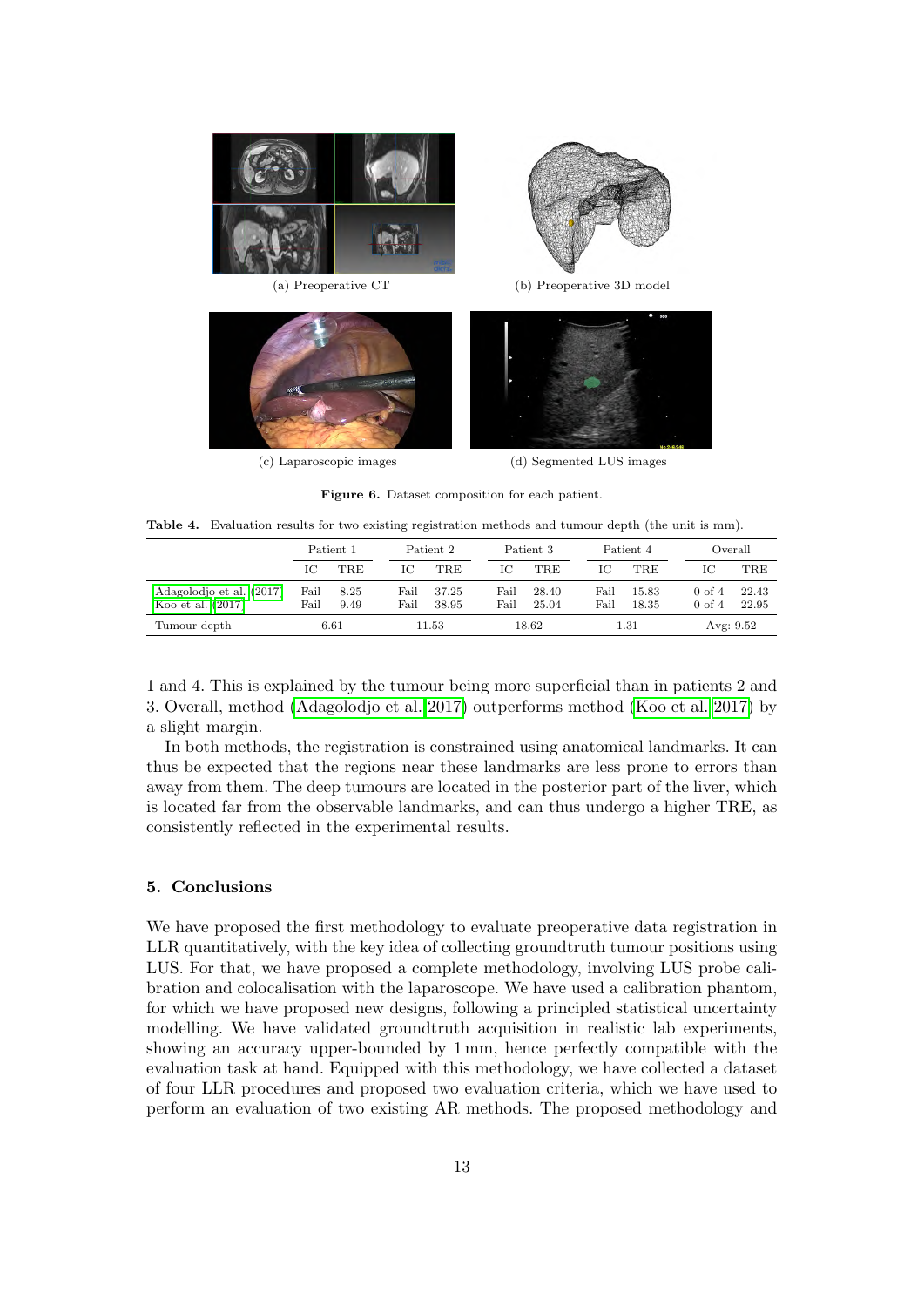(a) Preoperative CT

(b) Preoperative 3D model

(c) Laparoscopic images

(d) Segmented LUS images

**Figure 6.** Dataset composition for each patient.

**Table 4.** Evaluation results for two existing registration methods and tumour depth (the unit is mm).

| | Patient 1 | | Patient 2 | | Patient 3 | | Patient 4 | | Overall | |
|---|---|---|---|---|---|---|---|---|---|---|
| | IC | TRE | IC | TRE | IC | TRE | IC | TRE | IC | TRE |
| Adagolodjo et al. (2017) | Fail | 8.25 | Fail | 37.25 | Fail | 28.40 | Fail | 15.83 | 0 of 4 | 22.43 |
| Koo et al. (2017) | Fail | 9.49 | Fail | 38.95 | Fail | 25.04 | Fail | 18.35 | 0 of 4 | 22.95 |
| Tumour depth | 6.61 | | 11.53 | | 18.62 | | 1.31 | | Avg: 9.52 | |

1 and 4. This is explained by the tumour being more superficial than in patients 2 and 3. Overall, method (Adagolodjo et al. 2017) outperforms method (Koo et al. 2017) by a slight margin.

In both methods, the registration is constrained using anatomical landmarks. It can thus be expected that the regions near these landmarks are less prone to errors than away from them. The deep tumours are located in the posterior part of the liver, which is located far from the observable landmarks, and can thus undergo a higher TRE, as consistently reflected in the experimental results.

## 5. Conclusions

We have proposed the first methodology to evaluate preoperative data registration in LLR quantitatively, with the key idea of collecting groundtruth tumour positions using LUS. For that, we have proposed a complete methodology, involving LUS probe calibration and colocalisation with the laparoscope. We have used a calibration phantom, for which we have proposed new designs, following a principled statistical uncertainty modelling. We have validated groundtruth acquisition in realistic lab experiments, showing an accuracy upper-bounded by 1 mm, hence perfectly compatible with the evaluation task at hand. Equipped with this methodology, we have collected a dataset of four LLR procedures and proposed two evaluation criteria, which we have used to perform an evaluation of two existing AR methods. The proposed methodology and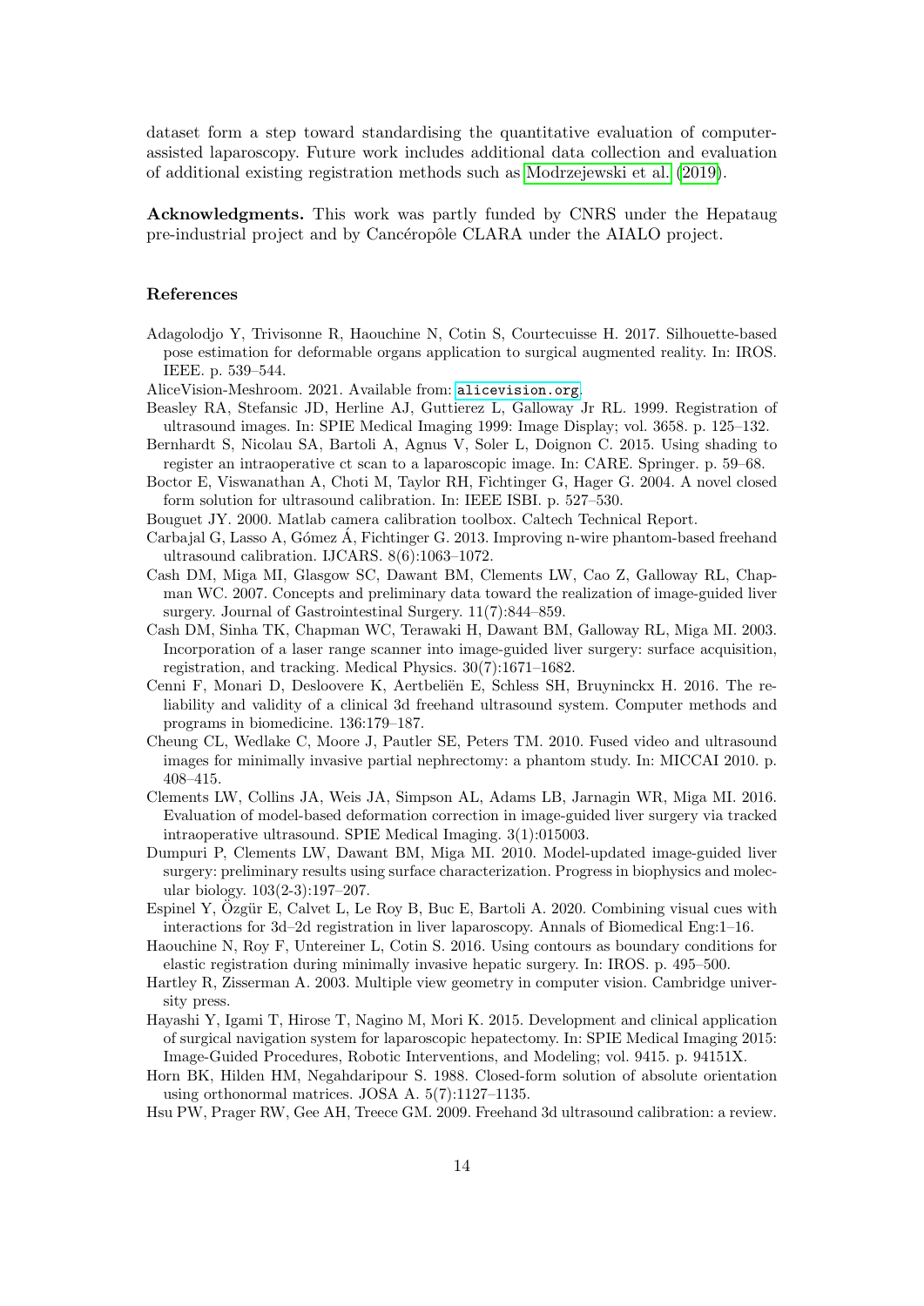dataset form a step toward standardising the quantitative evaluation of computer-assisted laparoscopy. Future work includes additional data collection and evaluation of additional existing registration methods such as Modrzejewski et al. (2019).

**Acknowledgments.** This work was partly funded by CNRS under the Hepataug pre-industrial project and by Cancéropôle CLARA under the AIALO project.

### References

Adagolodjo Y, Trivisonne R, Haouchine N, Cotin S, Courtecuisse H. 2017. Silhouette-based pose estimation for deformable organs application to surgical augmented reality. In: IROS. IEEE. p. 539–544.

AliceVision-Meshroom. 2021. Available from: `alicevision.org`.

Beasley RA, Stefansic JD, Herline AJ, Guttierez L, Galloway Jr RL. 1999. Registration of ultrasound images. In: SPIE Medical Imaging 1999: Image Display; vol. 3658. p. 125–132.

Bernhardt S, Nicolau SA, Bartoli A, Agnus V, Soler L, Doignon C. 2015. Using shading to register an intraoperative ct scan to a laparoscopic image. In: CARE. Springer. p. 59–68.

Boctor E, Viswanathan A, Choti M, Taylor RH, Fichtinger G, Hager G. 2004. A novel closed form solution for ultrasound calibration. In: IEEE ISBI. p. 527–530.

Bouguet JY. 2000. Matlab camera calibration toolbox. Caltech Technical Report.

Carbajal G, Lasso A, Gómez Á, Fichtinger G. 2013. Improving n-wire phantom-based freehand ultrasound calibration. IJCARS. 8(6):1063–1072.

Cash DM, Miga MI, Glasgow SC, Dawant BM, Clements LW, Cao Z, Galloway RL, Chapman WC. 2007. Concepts and preliminary data toward the realization of image-guided liver surgery. Journal of Gastrointestinal Surgery. 11(7):844–859.

Cash DM, Sinha TK, Chapman WC, Terawaki H, Dawant BM, Galloway RL, Miga MI. 2003. Incorporation of a laser range scanner into image-guided liver surgery: surface acquisition, registration, and tracking. Medical Physics. 30(7):1671–1682.

Cenni F, Monari D, Desloovere K, Aertbeliën E, Schless SH, Bruyninckx H. 2016. The reliability and validity of a clinical 3d freehand ultrasound system. Computer methods and programs in biomedicine. 136:179–187.

Cheung CL, Wedlake C, Moore J, Pautler SE, Peters TM. 2010. Fused video and ultrasound images for minimally invasive partial nephrectomy: a phantom study. In: MICCAI 2010. p. 408–415.

Clements LW, Collins JA, Weis JA, Simpson AL, Adams LB, Jarnagin WR, Miga MI. 2016. Evaluation of model-based deformation correction in image-guided liver surgery via tracked intraoperative ultrasound. SPIE Medical Imaging. 3(1):015003.

Dumpuri P, Clements LW, Dawant BM, Miga MI. 2010. Model-updated image-guided liver surgery: preliminary results using surface characterization. Progress in biophysics and molecular biology. 103(2-3):197–207.

Espinel Y, Özgür E, Calvet L, Le Roy B, Buc E, Bartoli A. 2020. Combining visual cues with interactions for 3d–2d registration in liver laparoscopy. Annals of Biomedical Eng:1–16.

Haouchine N, Roy F, Untereiner L, Cotin S. 2016. Using contours as boundary conditions for elastic registration during minimally invasive hepatic surgery. In: IROS. p. 495–500.

Hartley R, Zisserman A. 2003. Multiple view geometry in computer vision. Cambridge university press.

Hayashi Y, Igami T, Hirose T, Nagino M, Mori K. 2015. Development and clinical application of surgical navigation system for laparoscopic hepatectomy. In: SPIE Medical Imaging 2015: Image-Guided Procedures, Robotic Interventions, and Modeling; vol. 9415. p. 94151X.

Horn BK, Hilden HM, Negahdaripour S. 1988. Closed-form solution of absolute orientation using orthonormal matrices. JOSA A. 5(7):1127–1135.

Hsu PW, Prager RW, Gee AH, Treece GM. 2009. Freehand 3d ultrasound calibration: a review.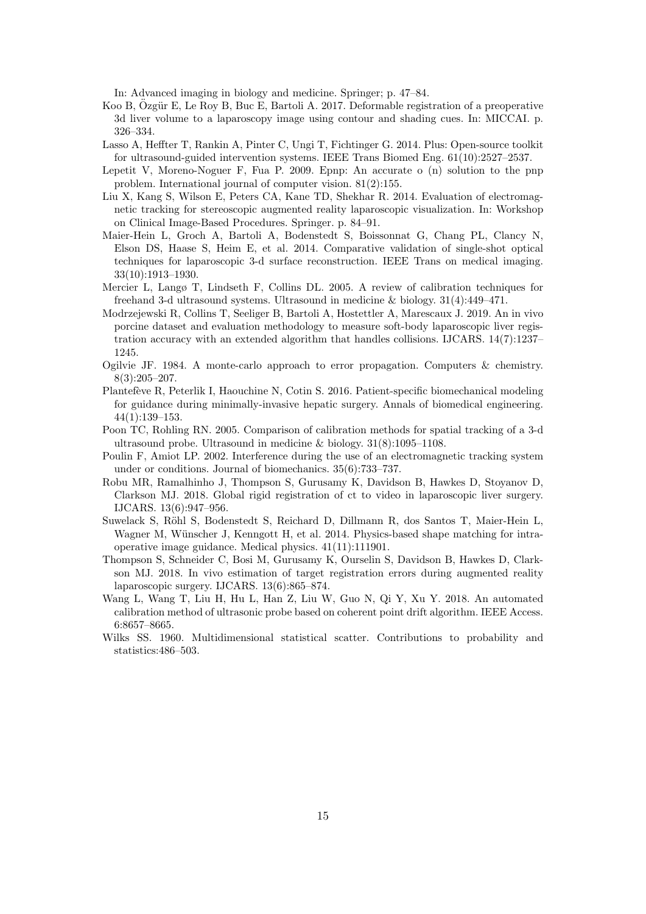In: Advanced imaging in biology and medicine. Springer; p. 47–84.

Koo B, Özgür E, Le Roy B, Buc E, Bartoli A. 2017. Deformable registration of a preoperative 3d liver volume to a laparoscopy image using contour and shading cues. In: MICCAI. p. 326–334.

Lasso A, Heffter T, Rankin A, Pinter C, Ungi T, Fichtinger G. 2014. Plus: Open-source toolkit for ultrasound-guided intervention systems. IEEE Trans Biomed Eng. 61(10):2527–2537.

Lepetit V, Moreno-Noguer F, Fua P. 2009. Epnp: An accurate o (n) solution to the pnp problem. International journal of computer vision. 81(2):155.

Liu X, Kang S, Wilson E, Peters CA, Kane TD, Shekhar R. 2014. Evaluation of electromagnetic tracking for stereoscopic augmented reality laparoscopic visualization. In: Workshop on Clinical Image-Based Procedures. Springer. p. 84–91.

Maier-Hein L, Groch A, Bartoli A, Bodenstedt S, Boissonnat G, Chang PL, Clancy N, Elson DS, Haase S, Heim E, et al. 2014. Comparative validation of single-shot optical techniques for laparoscopic 3-d surface reconstruction. IEEE Trans on medical imaging. 33(10):1913–1930.

Mercier L, Langø T, Lindseth F, Collins DL. 2005. A review of calibration techniques for freehand 3-d ultrasound systems. Ultrasound in medicine & biology. 31(4):449–471.

Modrzejewski R, Collins T, Seeliger B, Bartoli A, Hostettler A, Marescaux J. 2019. An in vivo porcine dataset and evaluation methodology to measure soft-body laparoscopic liver registration accuracy with an extended algorithm that handles collisions. IJCARS. 14(7):1237–1245.

Ogilvie JF. 1984. A monte-carlo approach to error propagation. Computers & chemistry. 8(3):205–207.

Plantefève R, Peterlik I, Haouchine N, Cotin S. 2016. Patient-specific biomechanical modeling for guidance during minimally-invasive hepatic surgery. Annals of biomedical engineering. 44(1):139–153.

Poon TC, Rohling RN. 2005. Comparison of calibration methods for spatial tracking of a 3-d ultrasound probe. Ultrasound in medicine & biology. 31(8):1095–1108.

Poulin F, Amiot LP. 2002. Interference during the use of an electromagnetic tracking system under or conditions. Journal of biomechanics. 35(6):733–737.

Robu MR, Ramalhinho J, Thompson S, Gurusamy K, Davidson B, Hawkes D, Stoyanov D, Clarkson MJ. 2018. Global rigid registration of ct to video in laparoscopic liver surgery. IJCARS. 13(6):947–956.

Suwelack S, Röhl S, Bodenstedt S, Reichard D, Dillmann R, dos Santos T, Maier-Hein L, Wagner M, Wünscher J, Kenngott H, et al. 2014. Physics-based shape matching for intraoperative image guidance. Medical physics. 41(11):111901.

Thompson S, Schneider C, Bosi M, Gurusamy K, Ourselin S, Davidson B, Hawkes D, Clarkson MJ. 2018. In vivo estimation of target registration errors during augmented reality laparoscopic surgery. IJCARS. 13(6):865–874.

Wang L, Wang T, Liu H, Hu L, Han Z, Liu W, Guo N, Qi Y, Xu Y. 2018. An automated calibration method of ultrasonic probe based on coherent point drift algorithm. IEEE Access. 6:8657–8665.

Wilks SS. 1960. Multidimensional statistical scatter. Contributions to probability and statistics:486–503.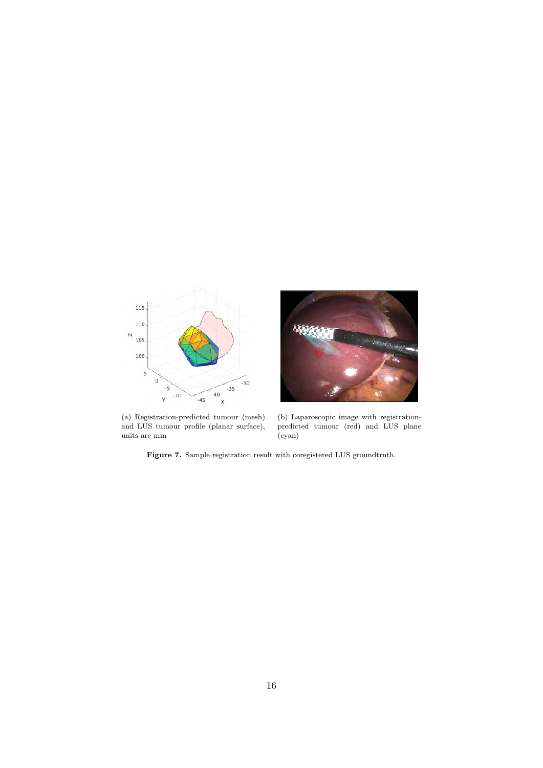115
110
Z 105
100
5
0
-5
Y -10
-45
-40
-35
-30
X

(a) Registration-predicted tumour (mesh) and LUS tumour profile (planar surface), units are mm

(b) Laparoscopic image with registration-predicted tumour (red) and LUS plane (cyan)

**Figure 7.** Sample registration result with coregistered LUS groundtruth.